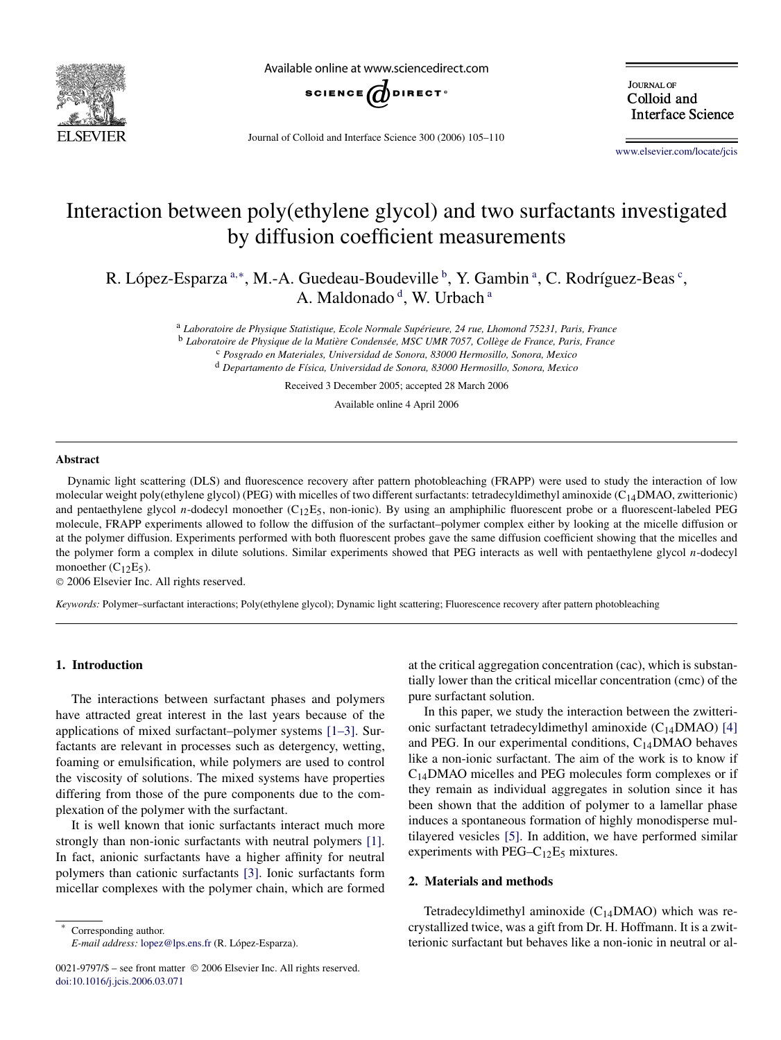# Interaction between poly(ethylene glycol) and two surfactants investigated by diffusion coefficient measurements

R. López-Esparza [a,*], M.-A. Guedeau-Boudeville [b], Y. Gambin [a], C. Rodríguez-Beas [c], A. Maldonado [d], W. Urbach [a]

[a] *Laboratoire de Physique Statistique, Ecole Normale Supérieure, 24 rue, Lhomond 75231, Paris, France*
[b] *Laboratoire de Physique de la Matière Condensée, MSC UMR 7057, Collège de France, Paris, France*
[c] *Posgrado en Materiales, Universidad de Sonora, 83000 Hermosillo, Sonora, Mexico*
[d] *Departamento de Física, Universidad de Sonora, 83000 Hermosillo, Sonora, Mexico*

Received 3 December 2005; accepted 28 March 2006

Available online 4 April 2006

## Abstract

Dynamic light scattering (DLS) and fluorescence recovery after pattern photobleaching (FRAPP) were used to study the interaction of low molecular weight poly(ethylene glycol) (PEG) with micelles of two different surfactants: tetradecyldimethyl aminoxide ($C_{14}$DMAO, zwitterionic) and pentaethylene glycol *n*-dodecyl monoether ($C_{12}E_5$, non-ionic). By using an amphiphilic fluorescent probe or a fluorescent-labeled PEG molecule, FRAPP experiments allowed to follow the diffusion of the surfactant–polymer complex either by looking at the micelle diffusion or at the polymer diffusion. Experiments performed with both fluorescent probes gave the same diffusion coefficient showing that the micelles and the polymer form a complex in dilute solutions. Similar experiments showed that PEG interacts as well with pentaethylene glycol *n*-dodecyl monoether ($C_{12}E_5$).

© 2006 Elsevier Inc. All rights reserved.

*Keywords:* Polymer–surfactant interactions; Poly(ethylene glycol); Dynamic light scattering; Fluorescence recovery after pattern photobleaching

## 1. Introduction

The interactions between surfactant phases and polymers have attracted great interest in the last years because of the applications of mixed surfactant–polymer systems [1–3]. Surfactants are relevant in processes such as detergency, wetting, foaming or emulsification, while polymers are used to control the viscosity of solutions. The mixed systems have properties differing from those of the pure components due to the complexation of the polymer with the surfactant.

It is well known that ionic surfactants interact much more strongly than non-ionic surfactants with neutral polymers [1]. In fact, anionic surfactants have a higher affinity for neutral polymers than cationic surfactants [3]. Ionic surfactants form micellar complexes with the polymer chain, which are formed at the critical aggregation concentration (cac), which is substantially lower than the critical micellar concentration (cmc) of the pure surfactant solution.

In this paper, we study the interaction between the zwitterionic surfactant tetradecyldimethyl aminoxide ($C_{14}$DMAO) [4] and PEG. In our experimental conditions, $C_{14}$DMAO behaves like a non-ionic surfactant. The aim of the work is to know if $C_{14}$DMAO micelles and PEG molecules form complexes or if they remain as individual aggregates in solution since it has been shown that the addition of polymer to a lamellar phase induces a spontaneous formation of highly monodisperse multilayered vesicles [5]. In addition, we have performed similar experiments with PEG–$C_{12}E_5$ mixtures.

## 2. Materials and methods

Tetradecyldimethyl aminoxide ($C_{14}$DMAO) which was recrystallized twice, was a gift from Dr. H. Hoffmann. It is a zwitterionic surfactant but behaves like a non-ionic in neutral or al-

* Corresponding author.
*E-mail address:* lopez@lps.ens.fr (R. López-Esparza).

0021-9797/$ – see front matter © 2006 Elsevier Inc. All rights reserved.
doi:10.1016/j.jcis.2006.03.071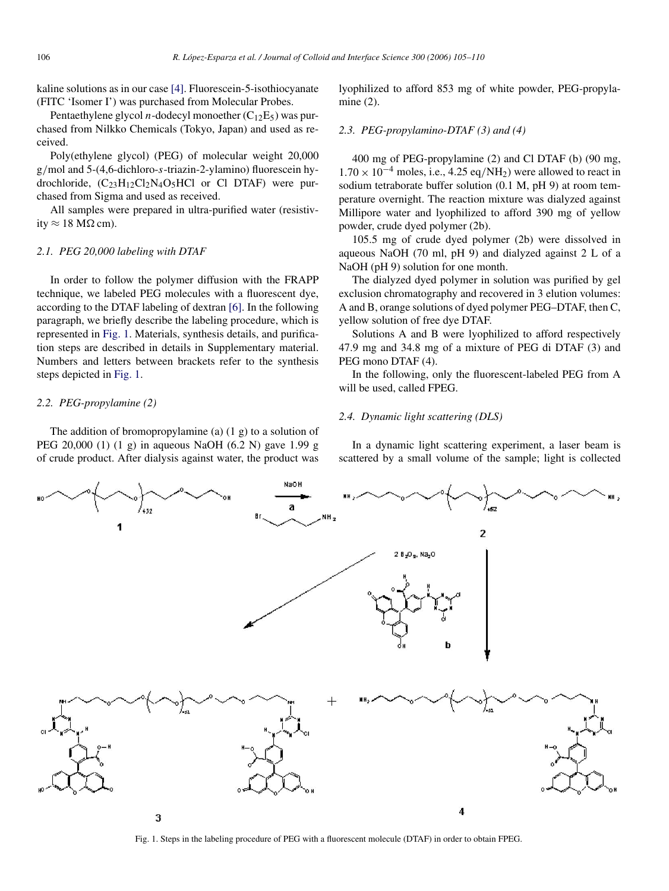kaline solutions as in our case [4]. Fluorescein-5-isothiocyanate (FITC 'Isomer I') was purchased from Molecular Probes.

Pentaethylene glycol *n*-dodecyl monoether ($C_{12}E_5$) was purchased from Nilkko Chemicals (Tokyo, Japan) and used as received.

Poly(ethylene glycol) (PEG) of molecular weight 20,000 g/mol and 5-(4,6-dichloro-*s*-triazin-2-ylamino) fluorescein hydrochloride, ($C_{23}H_{12}Cl_2N_4O_5HCl$ or Cl DTAF) were purchased from Sigma and used as received.

All samples were prepared in ultra-purified water (resistivity ≈ 18 MΩ cm).

### 2.1. PEG 20,000 labeling with DTAF

In order to follow the polymer diffusion with the FRAPP technique, we labeled PEG molecules with a fluorescent dye, according to the DTAF labeling of dextran [6]. In the following paragraph, we briefly describe the labeling procedure, which is represented in Fig. 1. Materials, synthesis details, and purification steps are described in details in Supplementary material. Numbers and letters between brackets refer to the synthesis steps depicted in Fig. 1.

### 2.2. PEG-propylamine (2)

The addition of bromopropylamine (a) (1 g) to a solution of PEG 20,000 (1) (1 g) in aqueous NaOH (6.2 N) gave 1.99 g of crude product. After dialysis against water, the product was lyophilized to afford 853 mg of white powder, PEG-propylamine (2).

### 2.3. PEG-propylamino-DTAF (3) and (4)

400 mg of PEG-propylamine (2) and Cl DTAF (b) (90 mg, $1.70 \times 10^{-4}$ moles, i.e., 4.25 eq/$NH_2$) were allowed to react in sodium tetraborate buffer solution (0.1 M, pH 9) at room temperature overnight. The reaction mixture was dialyzed against Millipore water and lyophilized to afford 390 mg of yellow powder, crude dyed polymer (2b).

105.5 mg of crude dyed polymer (2b) were dissolved in aqueous NaOH (70 ml, pH 9) and dialyzed against 2 L of a NaOH (pH 9) solution for one month.

The dialyzed dyed polymer in solution was purified by gel exclusion chromatography and recovered in 3 elution volumes: A and B, orange solutions of dyed polymer PEG–DTAF, then C, yellow solution of free dye DTAF.

Solutions A and B were lyophilized to afford respectively 47.9 mg and 34.8 mg of a mixture of PEG di DTAF (3) and PEG mono DTAF (4).

In the following, only the fluorescent-labeled PEG from A will be used, called FPEG.

### 2.4. Dynamic light scattering (DLS)

In a dynamic light scattering experiment, a laser beam is scattered by a small volume of the sample; light is collected

Fig. 1. Steps in the labeling procedure of PEG with a fluorescent molecule (DTAF) in order to obtain FPEG.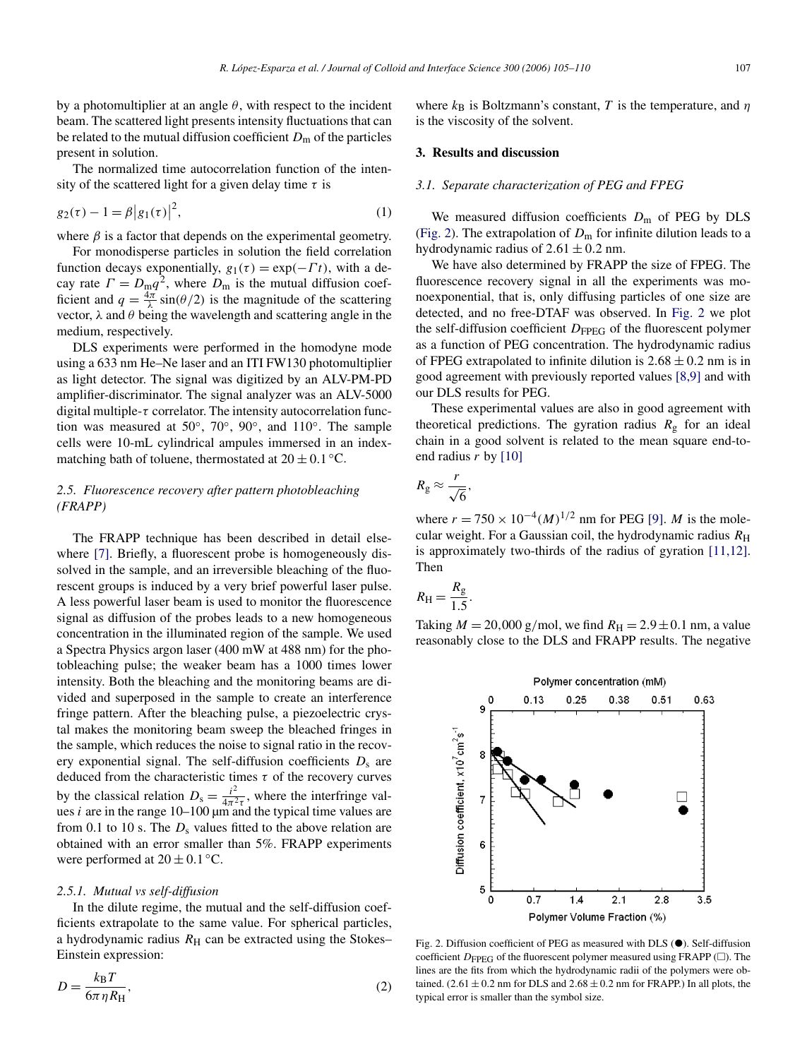by a photomultiplier at an angle $\theta$, with respect to the incident beam. The scattered light presents intensity fluctuations that can be related to the mutual diffusion coefficient $D_m$ of the particles present in solution.

The normalized time autocorrelation function of the intensity of the scattered light for a given delay time $\tau$ is

$$g_2(\tau) - 1 = \beta |g_1(\tau)|^2, \tag{1}$$

where $\beta$ is a factor that depends on the experimental geometry.

For monodisperse particles in solution the field correlation function decays exponentially, $g_1(\tau) = \exp(-\Gamma t)$, with a decay rate $\Gamma = D_m q^2$, where $D_m$ is the mutual diffusion coefficient and $q = \frac{4\pi}{\lambda}\sin(\theta/2)$ is the magnitude of the scattering vector, $\lambda$ and $\theta$ being the wavelength and scattering angle in the medium, respectively.

DLS experiments were performed in the homodyne mode using a 633 nm He–Ne laser and an ITI FW130 photomultiplier as light detector. The signal was digitized by an ALV-PM-PD amplifier-discriminator. The signal analyzer was an ALV-5000 digital multiple-$\tau$ correlator. The intensity autocorrelation function was measured at 50°, 70°, 90°, and 110°. The sample cells were 10-mL cylindrical ampules immersed in an index-matching bath of toluene, thermostated at $20 \pm 0.1$ °C.

### 2.5. Fluorescence recovery after pattern photobleaching (FRAPP)

The FRAPP technique has been described in detail elsewhere [7]. Briefly, a fluorescent probe is homogeneously dissolved in the sample, and an irreversible bleaching of the fluorescent groups is induced by a very brief powerful laser pulse. A less powerful laser beam is used to monitor the fluorescence signal as diffusion of the probes leads to a new homogeneous concentration in the illuminated region of the sample. We used a Spectra Physics argon laser (400 mW at 488 nm) for the photobleaching pulse; the weaker beam has a 1000 times lower intensity. Both the bleaching and the monitoring beams are divided and superposed in the sample to create an interference fringe pattern. After the bleaching pulse, a piezoelectric crystal makes the monitoring beam sweep the bleached fringes in the sample, which reduces the noise to signal ratio in the recovery exponential signal. The self-diffusion coefficients $D_s$ are deduced from the characteristic times $\tau$ of the recovery curves by the classical relation $D_s = \frac{i^2}{4\pi^2\tau}$, where the interfringe values $i$ are in the range 10–100 μm and the typical time values are from 0.1 to 10 s. The $D_s$ values fitted to the above relation are obtained with an error smaller than 5%. FRAPP experiments were performed at $20 \pm 0.1$ °C.

#### 2.5.1. Mutual vs self-diffusion

In the dilute regime, the mutual and the self-diffusion coefficients extrapolate to the same value. For spherical particles, a hydrodynamic radius $R_H$ can be extracted using the Stokes–Einstein expression:

$$D = \frac{k_B T}{6\pi\eta R_H}, \tag{2}$$

where $k_B$ is Boltzmann's constant, $T$ is the temperature, and $\eta$ is the viscosity of the solvent.

## 3. Results and discussion

### 3.1. Separate characterization of PEG and FPEG

We measured diffusion coefficients $D_m$ of PEG by DLS (Fig. 2). The extrapolation of $D_m$ for infinite dilution leads to a hydrodynamic radius of $2.61 \pm 0.2$ nm.

We have also determined by FRAPP the size of FPEG. The fluorescence recovery signal in all the experiments was monoexponential, that is, only diffusing particles of one size are detected, and no free-DTAF was observed. In Fig. 2 we plot the self-diffusion coefficient $D_{FPEG}$ of the fluorescent polymer as a function of PEG concentration. The hydrodynamic radius of FPEG extrapolated to infinite dilution is $2.68 \pm 0.2$ nm is in good agreement with previously reported values [8,9] and with our DLS results for PEG.

These experimental values are also in good agreement with theoretical predictions. The gyration radius $R_g$ for an ideal chain in a good solvent is related to the mean square end-to-end radius $r$ by [10]

$$R_g \approx \frac{r}{\sqrt{6}},$$

where $r = 750 \times 10^{-4}(M)^{1/2}$ nm for PEG [9]. $M$ is the molecular weight. For a Gaussian coil, the hydrodynamic radius $R_H$ is approximately two-thirds of the radius of gyration [11,12]. Then

$$R_H = \frac{R_g}{1.5}.$$

Taking $M = 20{,}000$ g/mol, we find $R_H = 2.9 \pm 0.1$ nm, a value reasonably close to the DLS and FRAPP results. The negative

Fig. 2. Diffusion coefficient of PEG as measured with DLS (●). Self-diffusion coefficient $D_{FPEG}$ of the fluorescent polymer measured using FRAPP (□). The lines are the fits from which the hydrodynamic radii of the polymers were obtained. ($2.61 \pm 0.2$ nm for DLS and $2.68 \pm 0.2$ nm for FRAPP.) In all plots, the typical error is smaller than the symbol size.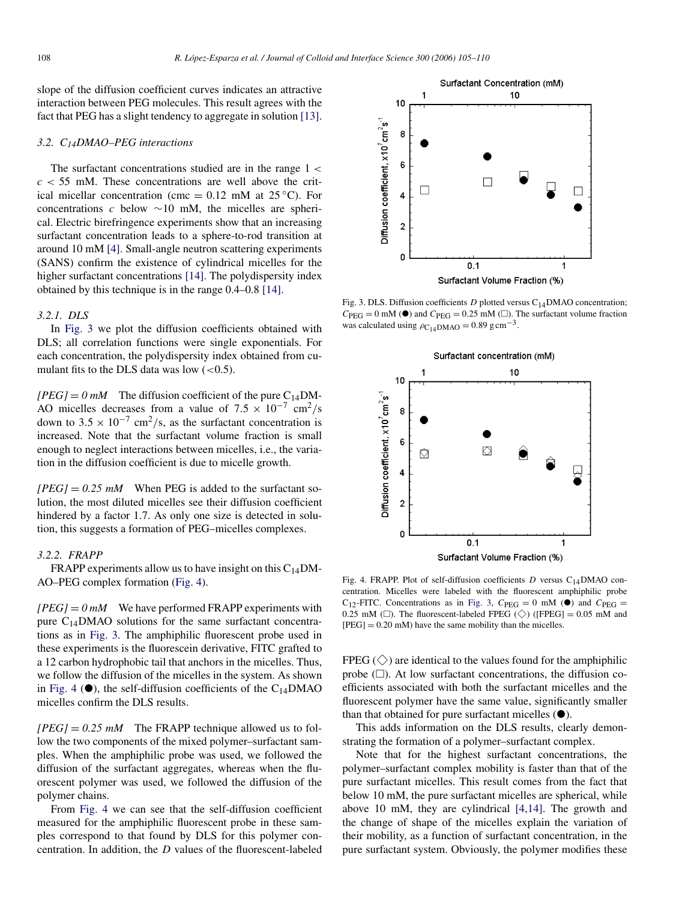slope of the diffusion coefficient curves indicates an attractive interaction between PEG molecules. This result agrees with the fact that PEG has a slight tendency to aggregate in solution [13].

### 3.2. $C_{14}$DMAO–PEG interactions

The surfactant concentrations studied are in the range $1 < c < 55$ mM. These concentrations are well above the critical micellar concentration (cmc = 0.12 mM at 25 °C). For concentrations $c$ below ∼10 mM, the micelles are spherical. Electric birefringence experiments show that an increasing surfactant concentration leads to a sphere-to-rod transition at around 10 mM [4]. Small-angle neutron scattering experiments (SANS) confirm the existence of cylindrical micelles for the higher surfactant concentrations [14]. The polydispersity index obtained by this technique is in the range 0.4–0.8 [14].

#### 3.2.1. DLS

In Fig. 3 we plot the diffusion coefficients obtained with DLS; all correlation functions were single exponentials. For each concentration, the polydispersity index obtained from cumulant fits to the DLS data was low (<0.5).

*[PEG] = 0 mM* The diffusion coefficient of the pure $C_{14}$DMAO micelles decreases from a value of $7.5 \times 10^{-7}$ cm$^2$/s down to $3.5 \times 10^{-7}$ cm$^2$/s, as the surfactant concentration is increased. Note that the surfactant volume fraction is small enough to neglect interactions between micelles, i.e., the variation in the diffusion coefficient is due to micelle growth.

*[PEG] = 0.25 mM* When PEG is added to the surfactant solution, the most diluted micelles see their diffusion coefficient hindered by a factor 1.7. As only one size is detected in solution, this suggests a formation of PEG–micelles complexes.

#### 3.2.2. FRAPP

FRAPP experiments allow us to have insight on this $C_{14}$DMAO–PEG complex formation (Fig. 4).

*[PEG] = 0 mM* We have performed FRAPP experiments with pure $C_{14}$DMAO solutions for the same surfactant concentrations as in Fig. 3. The amphiphilic fluorescent probe used in these experiments is the fluorescein derivative, FITC grafted to a 12 carbon hydrophobic tail that anchors in the micelles. Thus, we follow the diffusion of the micelles in the system. As shown in Fig. 4 (●), the self-diffusion coefficients of the $C_{14}$DMAO micelles confirm the DLS results.

*[PEG] = 0.25 mM* The FRAPP technique allowed us to follow the two components of the mixed polymer–surfactant samples. When the amphiphilic probe was used, we followed the diffusion of the surfactant aggregates, whereas when the fluorescent polymer was used, we followed the diffusion of the polymer chains.

From Fig. 4 we can see that the self-diffusion coefficient measured for the amphiphilic fluorescent probe in these samples correspond to that found by DLS for this polymer concentration. In addition, the $D$ values of the fluorescent-labeled FPEG (◇) are identical to the values found for the amphiphilic probe (□). At low surfactant concentrations, the diffusion coefficients associated with both the surfactant micelles and the fluorescent polymer have the same value, significantly smaller than that obtained for pure surfactant micelles (●).

This adds information on the DLS results, clearly demonstrating the formation of a polymer–surfactant complex.

Note that for the highest surfactant concentrations, the polymer–surfactant complex mobility is faster than that of the pure surfactant micelles. This result comes from the fact that below 10 mM, the pure surfactant micelles are spherical, while above 10 mM, they are cylindrical [4,14]. The growth and the change of shape of the micelles explain the variation of their mobility, as a function of surfactant concentration, in the pure surfactant system. Obviously, the polymer modifies these

Fig. 3. DLS. Diffusion coefficients $D$ plotted versus $C_{14}$DMAO concentration; $C_{PEG} = 0$ mM (●) and $C_{PEG} = 0.25$ mM (□). The surfactant volume fraction was calculated using $\rho_{C_{14}DMAO} = 0.89$ g cm$^{-3}$.

Fig. 4. FRAPP. Plot of self-diffusion coefficients $D$ versus $C_{14}$DMAO concentration. Micelles were labeled with the fluorescent amphiphilic probe $C_{12}$-FITC. Concentrations as in Fig. 3, $C_{PEG} = 0$ mM (●) and $C_{PEG} = 0.25$ mM (□). The fluorescent-labeled FPEG (◇) ([FPEG] = 0.05 mM and [PEG] = 0.20 mM) have the same mobility than the micelles.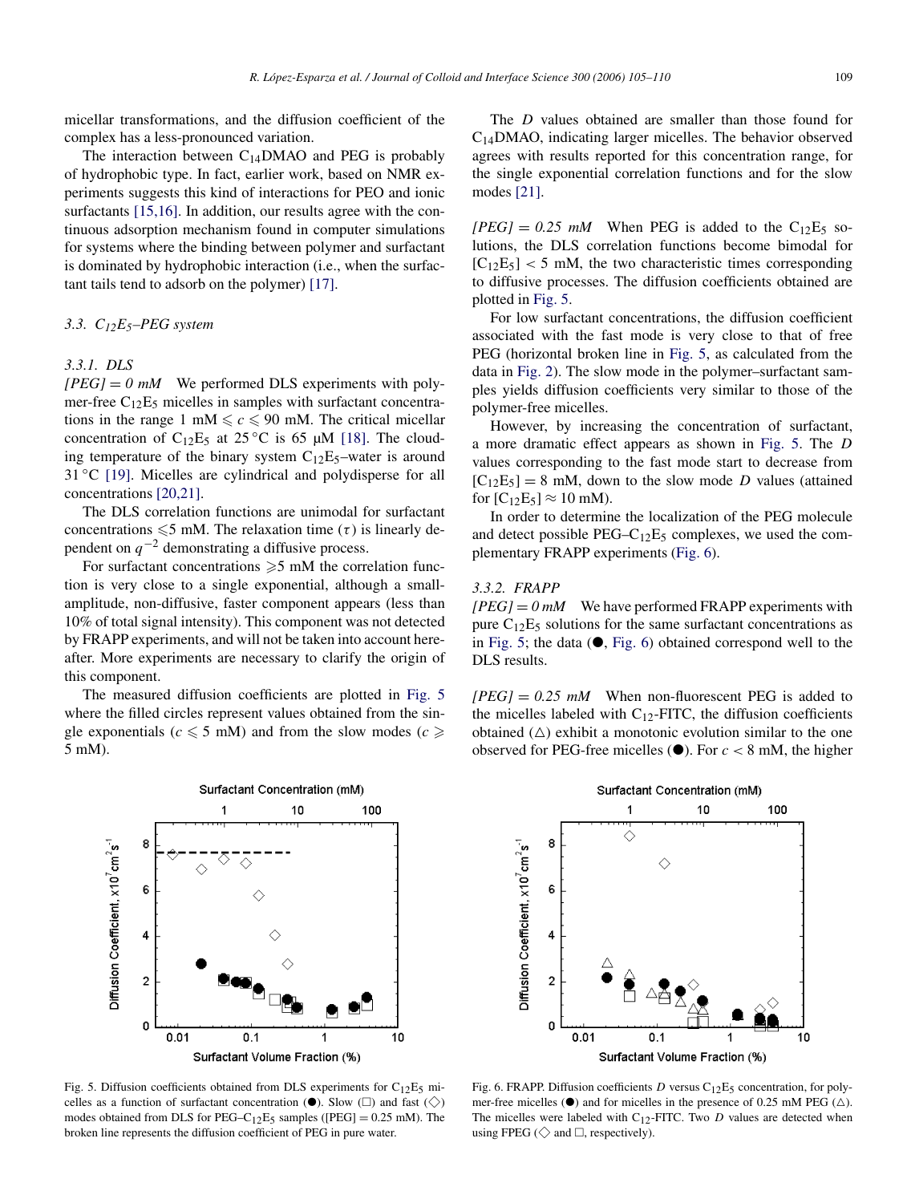micellar transformations, and the diffusion coefficient of the complex has a less-pronounced variation.

The interaction between $C_{14}$DMAO and PEG is probably of hydrophobic type. In fact, earlier work, based on NMR experiments suggests this kind of interactions for PEO and ionic surfactants [15,16]. In addition, our results agree with the continuous adsorption mechanism found in computer simulations for systems where the binding between polymer and surfactant is dominated by hydrophobic interaction (i.e., when the surfactant tails tend to adsorb on the polymer) [17].

### 3.3. $C_{12}E_5$–PEG system

#### 3.3.1. DLS

*[PEG] = 0 mM* We performed DLS experiments with polymer-free $C_{12}E_5$ micelles in samples with surfactant concentrations in the range 1 mM $\leqslant c \leqslant$ 90 mM. The critical micellar concentration of $C_{12}E_5$ at 25 °C is 65 μM [18]. The clouding temperature of the binary system $C_{12}E_5$–water is around 31 °C [19]. Micelles are cylindrical and polydisperse for all concentrations [20,21].

The DLS correlation functions are unimodal for surfactant concentrations $\leqslant$5 mM. The relaxation time ($\tau$) is linearly dependent on $q^{-2}$ demonstrating a diffusive process.

For surfactant concentrations $\geqslant$5 mM the correlation function is very close to a single exponential, although a small-amplitude, non-diffusive, faster component appears (less than 10% of total signal intensity). This component was not detected by FRAPP experiments, and will not be taken into account hereafter. More experiments are necessary to clarify the origin of this component.

The measured diffusion coefficients are plotted in Fig. 5 where the filled circles represent values obtained from the single exponentials ($c \leqslant 5$ mM) and from the slow modes ($c \geqslant 5$ mM).

The $D$ values obtained are smaller than those found for $C_{14}$DMAO, indicating larger micelles. The behavior observed agrees with results reported for this concentration range, for the single exponential correlation functions and for the slow modes [21].

*[PEG] = 0.25 mM* When PEG is added to the $C_{12}E_5$ solutions, the DLS correlation functions become bimodal for $[C_{12}E_5] < 5$ mM, the two characteristic times corresponding to diffusive processes. The diffusion coefficients obtained are plotted in Fig. 5.

For low surfactant concentrations, the diffusion coefficient associated with the fast mode is very close to that of free PEG (horizontal broken line in Fig. 5, as calculated from the data in Fig. 2). The slow mode in the polymer–surfactant samples yields diffusion coefficients very similar to those of the polymer-free micelles.

However, by increasing the concentration of surfactant, a more dramatic effect appears as shown in Fig. 5. The $D$ values corresponding to the fast mode start to decrease from $[C_{12}E_5] = 8$ mM, down to the slow mode $D$ values (attained for $[C_{12}E_5] \approx 10$ mM).

In order to determine the localization of the PEG molecule and detect possible PEG–$C_{12}E_5$ complexes, we used the complementary FRAPP experiments (Fig. 6).

#### 3.3.2. FRAPP

*[PEG] = 0 mM* We have performed FRAPP experiments with pure $C_{12}E_5$ solutions for the same surfactant concentrations as in Fig. 5; the data (●, Fig. 6) obtained correspond well to the DLS results.

*[PEG] = 0.25 mM* When non-fluorescent PEG is added to the micelles labeled with $C_{12}$-FITC, the diffusion coefficients obtained (△) exhibit a monotonic evolution similar to the one observed for PEG-free micelles (●). For $c < 8$ mM, the higher

Fig. 5. Diffusion coefficients obtained from DLS experiments for $C_{12}E_5$ micelles as a function of surfactant concentration (●). Slow (□) and fast (◇) modes obtained from DLS for PEG–$C_{12}E_5$ samples ([PEG] = 0.25 mM). The broken line represents the diffusion coefficient of PEG in pure water.

Fig. 6. FRAPP. Diffusion coefficients $D$ versus $C_{12}E_5$ concentration, for polymer-free micelles (●) and for micelles in the presence of 0.25 mM PEG (△). The micelles were labeled with $C_{12}$-FITC. Two $D$ values are detected when using FPEG (◇ and □, respectively).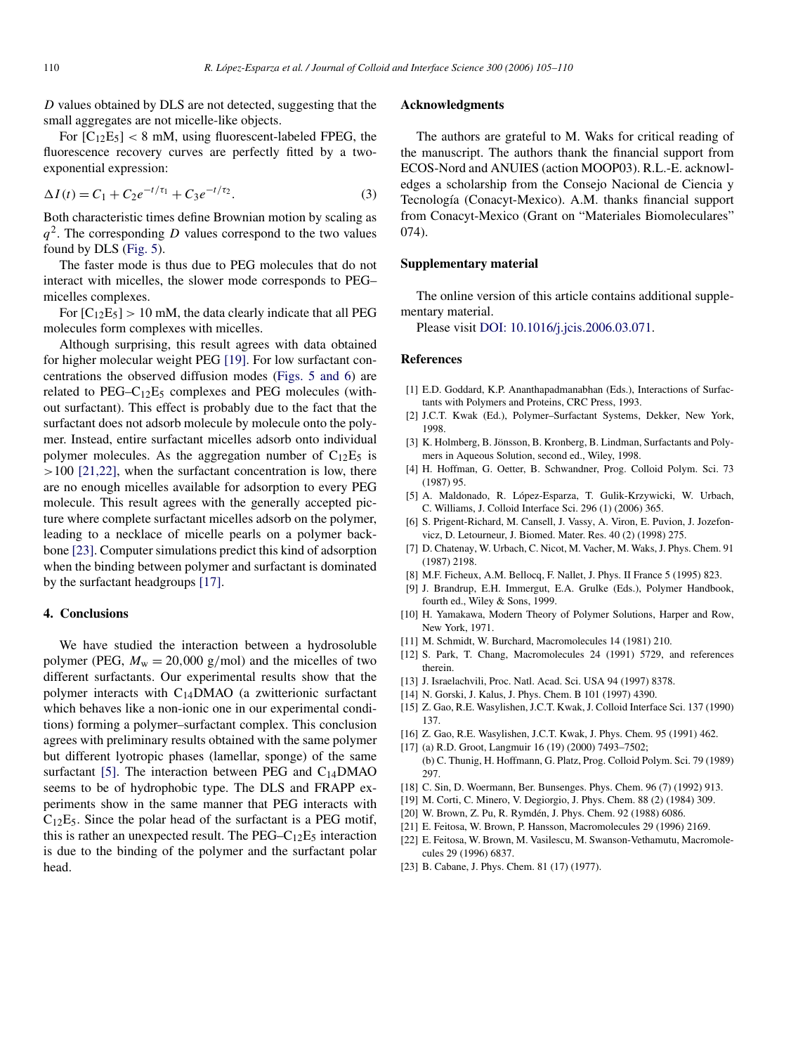$D$ values obtained by DLS are not detected, suggesting that the small aggregates are not micelle-like objects.

For $[C_{12}E_5] < 8$ mM, using fluorescent-labeled FPEG, the fluorescence recovery curves are perfectly fitted by a two-exponential expression:

$$\Delta I(t) = C_1 + C_2 e^{-t/\tau_1} + C_3 e^{-t/\tau_2}. \quad (3)$$

Both characteristic times define Brownian motion by scaling as $q^2$. The corresponding $D$ values correspond to the two values found by DLS (Fig. 5).

The faster mode is thus due to PEG molecules that do not interact with micelles, the slower mode corresponds to PEG–micelles complexes.

For $[C_{12}E_5] > 10$ mM, the data clearly indicate that all PEG molecules form complexes with micelles.

Although surprising, this result agrees with data obtained for higher molecular weight PEG [19]. For low surfactant concentrations the observed diffusion modes (Figs. 5 and 6) are related to PEG–$C_{12}E_5$ complexes and PEG molecules (without surfactant). This effect is probably due to the fact that the surfactant does not adsorb molecule by molecule onto the polymer. Instead, entire surfactant micelles adsorb onto individual polymer molecules. As the aggregation number of $C_{12}E_5$ is $>100$ [21,22], when the surfactant concentration is low, there are no enough micelles available for adsorption to every PEG molecule. This result agrees with the generally accepted picture where complete surfactant micelles adsorb on the polymer, leading to a necklace of micelle pearls on a polymer backbone [23]. Computer simulations predict this kind of adsorption when the binding between polymer and surfactant is dominated by the surfactant headgroups [17].

## 4. Conclusions

We have studied the interaction between a hydrosoluble polymer (PEG, $M_w = 20{,}000$ g/mol) and the micelles of two different surfactants. Our experimental results show that the polymer interacts with $C_{14}$DMAO (a zwitterionic surfactant which behaves like a non-ionic one in our experimental conditions) forming a polymer–surfactant complex. This conclusion agrees with preliminary results obtained with the same polymer but different lyotropic phases (lamellar, sponge) of the same surfactant [5]. The interaction between PEG and $C_{14}$DMAO seems to be of hydrophobic type. The DLS and FRAPP experiments show in the same manner that PEG interacts with $C_{12}E_5$. Since the polar head of the surfactant is a PEG motif, this is rather an unexpected result. The PEG–$C_{12}E_5$ interaction is due to the binding of the polymer and the surfactant polar head.

## Acknowledgments

The authors are grateful to M. Waks for critical reading of the manuscript. The authors thank the financial support from ECOS-Nord and ANUIES (action MOOP03). R.L.-E. acknowledges a scholarship from the Consejo Nacional de Ciencia y Tecnología (Conacyt-Mexico). A.M. thanks financial support from Conacyt-Mexico (Grant on "Materiales Biomoleculares" 074).

## Supplementary material

The online version of this article contains additional supplementary material.

Please visit DOI: 10.1016/j.jcis.2006.03.071.

## References

[1] E.D. Goddard, K.P. Ananthapadmanabhan (Eds.), Interactions of Surfactants with Polymers and Proteins, CRC Press, 1993.

[2] J.C.T. Kwak (Ed.), Polymer–Surfactant Systems, Dekker, New York, 1998.

[3] K. Holmberg, B. Jönsson, B. Kronberg, B. Lindman, Surfactants and Polymers in Aqueous Solution, second ed., Wiley, 1998.

[4] H. Hoffman, G. Oetter, B. Schwandner, Prog. Colloid Polym. Sci. 73 (1987) 95.

[5] A. Maldonado, R. López-Esparza, T. Gulik-Krzywicki, W. Urbach, C. Williams, J. Colloid Interface Sci. 296 (1) (2006) 365.

[6] S. Prigent-Richard, M. Cansell, J. Vassy, A. Viron, E. Puvion, J. Jozefonvicz, D. Letourneur, J. Biomed. Mater. Res. 40 (2) (1998) 275.

[7] D. Chatenay, W. Urbach, C. Nicot, M. Vacher, M. Waks, J. Phys. Chem. 91 (1987) 2198.

[8] M.F. Ficheux, A.M. Bellocq, F. Nallet, J. Phys. II France 5 (1995) 823.

[9] J. Brandrup, E.H. Immergut, E.A. Grulke (Eds.), Polymer Handbook, fourth ed., Wiley & Sons, 1999.

[10] H. Yamakawa, Modern Theory of Polymer Solutions, Harper and Row, New York, 1971.

[11] M. Schmidt, W. Burchard, Macromolecules 14 (1981) 210.

[12] S. Park, T. Chang, Macromolecules 24 (1991) 5729, and references therein.

[13] J. Israelachvili, Proc. Natl. Acad. Sci. USA 94 (1997) 8378.

[14] N. Gorski, J. Kalus, J. Phys. Chem. B 101 (1997) 4390.

[15] Z. Gao, R.E. Wasylishen, J.C.T. Kwak, J. Colloid Interface Sci. 137 (1990) 137.

[16] Z. Gao, R.E. Wasylishen, J.C.T. Kwak, J. Phys. Chem. 95 (1991) 462.

[17] (a) R.D. Groot, Langmuir 16 (19) (2000) 7493–7502;
(b) C. Thunig, H. Hoffmann, G. Platz, Prog. Colloid Polym. Sci. 79 (1989) 297.

[18] C. Sin, D. Woermann, Ber. Bunsenges. Phys. Chem. 96 (7) (1992) 913.

[19] M. Corti, C. Minero, V. Degiorgio, J. Phys. Chem. 88 (2) (1984) 309.

[20] W. Brown, Z. Pu, R. Rymdén, J. Phys. Chem. 92 (1988) 6086.

[21] E. Feitosa, W. Brown, P. Hansson, Macromolecules 29 (1996) 2169.

[22] E. Feitosa, W. Brown, M. Vasilescu, M. Swanson-Vethamutu, Macromolecules 29 (1996) 6837.

[23] B. Cabane, J. Phys. Chem. 81 (17) (1977).